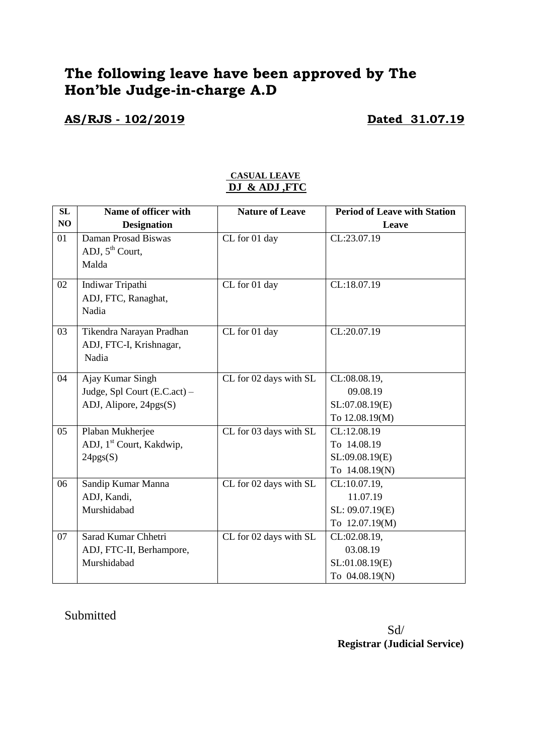# The following leave have been approved by The Hon'ble Judge-in-charge A.D

**AS/RJS - 102/2019** **Dated 31.07.19**

**CASUAL LEAVE**
**DJ & ADJ ,FTC**

| SL NO | Name of officer with Designation | Nature of Leave | Period of Leave with Station Leave |
|---|---|---|---|
| 01 | Daman Prosad Biswas<br>ADJ, 5th Court,<br>Malda | CL for 01 day | CL:23.07.19 |
| 02 | Indiwar Tripathi<br>ADJ, FTC, Ranaghat,<br>Nadia | CL for 01 day | CL:18.07.19 |
| 03 | Tikendra Narayan Pradhan<br>ADJ, FTC-I, Krishnagar,<br>Nadia | CL for 01 day | CL:20.07.19 |
| 04 | Ajay Kumar Singh<br>Judge, Spl Court (E.C.act) –<br>ADJ, Alipore, 24pgs(S) | CL for 02 days with SL | CL:08.08.19,<br>09.08.19<br>SL:07.08.19(E)<br>To 12.08.19(M) |
| 05 | Plaban Mukherjee<br>ADJ, 1st Court, Kakdwip,<br>24pgs(S) | CL for 03 days with SL | CL:12.08.19<br>To 14.08.19<br>SL:09.08.19(E)<br>To 14.08.19(N) |
| 06 | Sandip Kumar Manna<br>ADJ, Kandi,<br>Murshidabad | CL for 02 days with SL | CL:10.07.19,<br>11.07.19<br>SL: 09.07.19(E)<br>To 12.07.19(M) |
| 07 | Sarad Kumar Chhetri<br>ADJ, FTC-II, Berhampore,<br>Murshidabad | CL for 02 days with SL | CL:02.08.19,<br>03.08.19<br>SL:01.08.19(E)<br>To 04.08.19(N) |

Submitted

Sd/
**Registrar (Judicial Service)**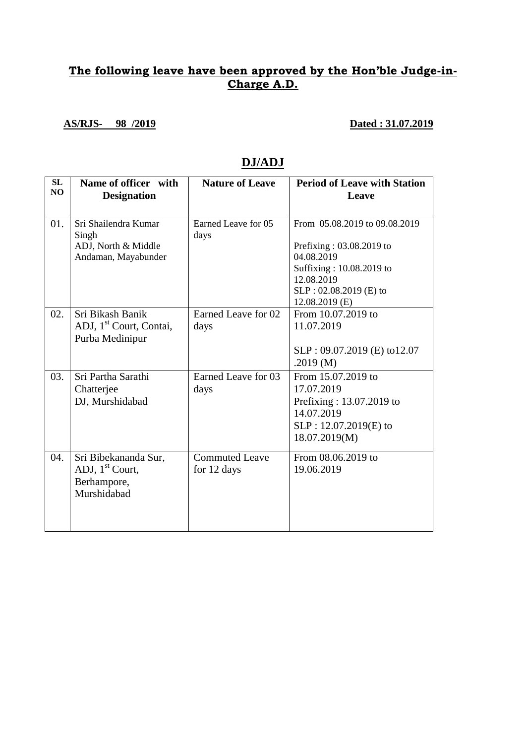## The following leave have been approved by the Hon'ble Judge-in-Charge A.D.

**AS/RJS- 98 /2019** **Dated : 31.07.2019**

## DJ/ADJ

| SL NO | Name of officer with Designation | Nature of Leave | Period of Leave with Station Leave |
|---|---|---|---|
| 01. | Sri Shailendra Kumar Singh ADJ, North & Middle Andaman, Mayabunder | Earned Leave for 05 days | From 05.08.2019 to 09.08.2019<br>Prefixing : 03.08.2019 to 04.08.2019<br>Suffixing : 10.08.2019 to 12.08.2019<br>SLP : 02.08.2019 (E) to 12.08.2019 (E) |
| 02. | Sri Bikash Banik ADJ, 1st Court, Contai, Purba Medinipur | Earned Leave for 02 days | From 10.07.2019 to 11.07.2019<br>SLP : 09.07.2019 (E) to12.07 .2019 (M) |
| 03. | Sri Partha Sarathi Chatterjee DJ, Murshidabad | Earned Leave for 03 days | From 15.07.2019 to 17.07.2019<br>Prefixing : 13.07.2019 to 14.07.2019<br>SLP : 12.07.2019(E) to 18.07.2019(M) |
| 04. | Sri Bibekananda Sur, ADJ, 1st Court, Berhampore, Murshidabad | Commuted Leave for 12 days | From 08.06.2019 to 19.06.2019 |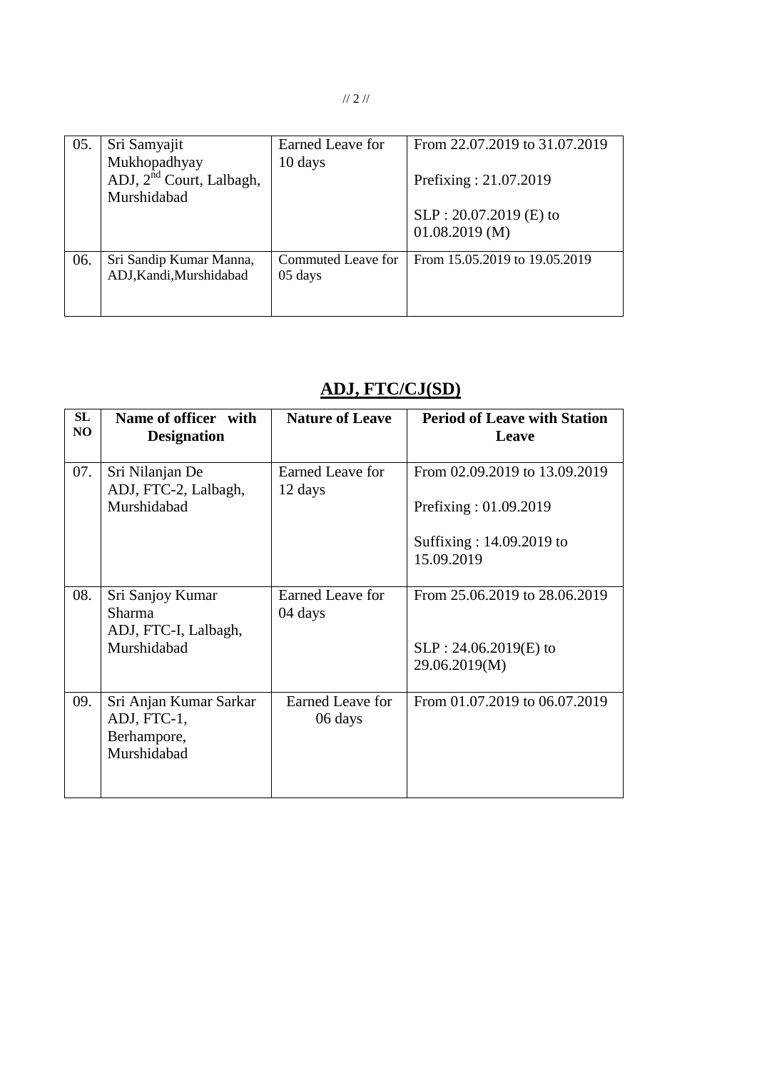| 05. | Sri Samyajit Mukhopadhyay ADJ, 2nd Court, Lalbagh, Murshidabad | Earned Leave for 10 days | From 22.07.2019 to 31.07.2019<br><br>Prefixing : 21.07.2019<br><br>SLP : 20.07.2019 (E) to 01.08.2019 (M) |
|---|---|---|---|
| 06. | Sri Sandip Kumar Manna, ADJ,Kandi,Murshidabad | Commuted Leave for 05 days | From 15.05.2019 to 19.05.2019 |

## ADJ, FTC/CJ(SD)

| SL NO | Name of officer with Designation | Nature of Leave | Period of Leave with Station Leave |
|---|---|---|---|
| 07. | Sri Nilanjan De ADJ, FTC-2, Lalbagh, Murshidabad | Earned Leave for 12 days | From 02.09.2019 to 13.09.2019<br><br>Prefixing : 01.09.2019<br><br>Suffixing : 14.09.2019 to 15.09.2019 |
| 08. | Sri Sanjoy Kumar Sharma ADJ, FTC-I, Lalbagh, Murshidabad | Earned Leave for 04 days | From 25.06.2019 to 28.06.2019<br><br>SLP : 24.06.2019(E) to 29.06.2019(M) |
| 09. | Sri Anjan Kumar Sarkar ADJ, FTC-1, Berhampore, Murshidabad | Earned Leave for 06 days | From 01.07.2019 to 06.07.2019 |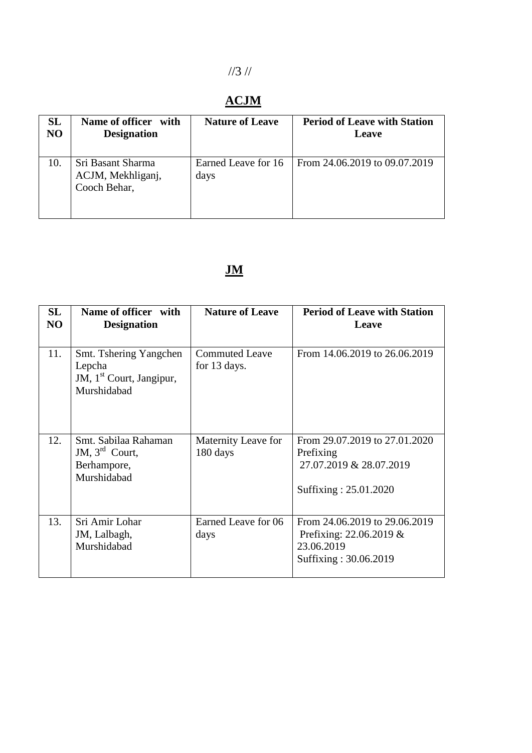## ACJM

| SL NO | Name of officer with Designation | Nature of Leave | Period of Leave with Station Leave |
|---|---|---|---|
| 10. | Sri Basant Sharma ACJM, Mekhliganj, Cooch Behar, | Earned Leave for 16 days | From 24.06.2019 to 09.07.2019 |

## JM

| SL NO | Name of officer with Designation | Nature of Leave | Period of Leave with Station Leave |
|---|---|---|---|
| 11. | Smt. Tshering Yangchen Lepcha JM, 1st Court, Jangipur, Murshidabad | Commuted Leave for 13 days. | From 14.06.2019 to 26.06.2019 |
| 12. | Smt. Sabilaa Rahaman JM, 3rd Court, Berhampore, Murshidabad | Maternity Leave for 180 days | From 29.07.2019 to 27.01.2020 Prefixing 27.07.2019 & 28.07.2019 Suffixing : 25.01.2020 |
| 13. | Sri Amir Lohar JM, Lalbagh, Murshidabad | Earned Leave for 06 days | From 24.06.2019 to 29.06.2019 Prefixing: 22.06.2019 & 23.06.2019 Suffixing : 30.06.2019 |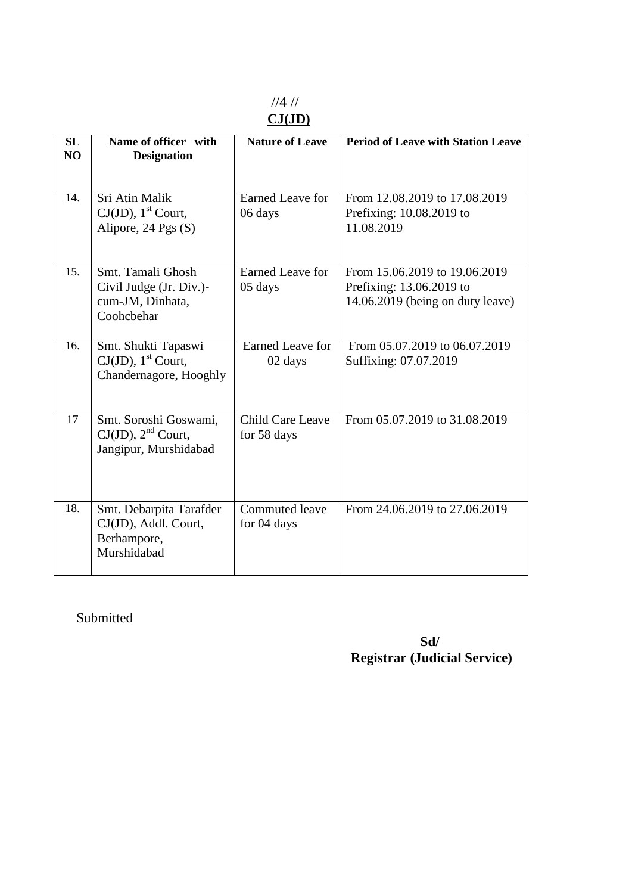//4 //

**CJ(JD)**

| SL NO | Name of officer with Designation | Nature of Leave | Period of Leave with Station Leave |
|---|---|---|---|
| 14. | Sri Atin Malik CJ(JD), 1st Court, Alipore, 24 Pgs (S) | Earned Leave for 06 days | From 12.08.2019 to 17.08.2019 Prefixing: 10.08.2019 to 11.08.2019 |
| 15. | Smt. Tamali Ghosh Civil Judge (Jr. Div.)-cum-JM, Dinhata, Coohcbehar | Earned Leave for 05 days | From 15.06.2019 to 19.06.2019 Prefixing: 13.06.2019 to 14.06.2019 (being on duty leave) |
| 16. | Smt. Shukti Tapaswi CJ(JD), 1st Court, Chandernagore, Hooghly | Earned Leave for 02 days | From 05.07.2019 to 06.07.2019 Suffixing: 07.07.2019 |
| 17 | Smt. Soroshi Goswami, CJ(JD), 2nd Court, Jangipur, Murshidabad | Child Care Leave for 58 days | From 05.07.2019 to 31.08.2019 |
| 18. | Smt. Debarpita Tarafder CJ(JD), Addl. Court, Berhampore, Murshidabad | Commuted leave for 04 days | From 24.06.2019 to 27.06.2019 |

Submitted

**Sd/**
**Registrar (Judicial Service)**